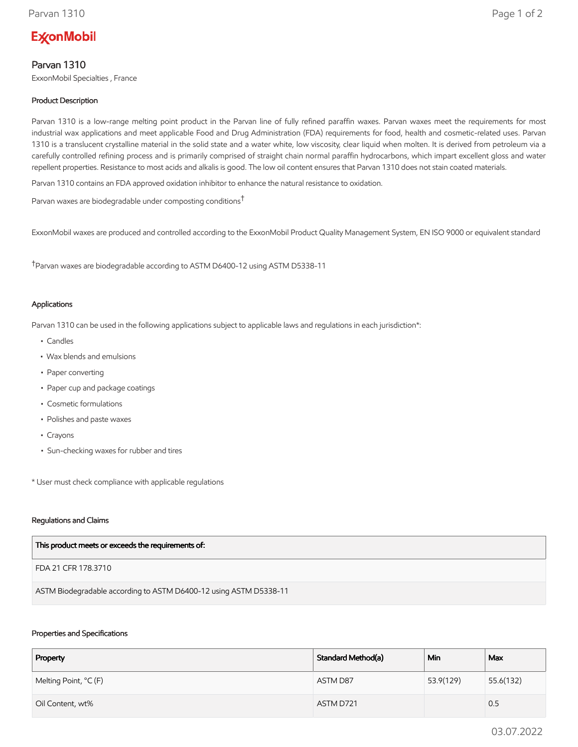ExxonMobil

# Parvan 1310

ExxonMobil Specialties , France

## Product Description

Parvan 1310 is a low-range melting point product in the Parvan line of fully refined paraffin waxes. Parvan waxes meet the requirements for most industrial wax applications and meet applicable Food and Drug Administration (FDA) requirements for food, health and cosmetic-related uses. Parvan 1310 is a translucent crystalline material in the solid state and a water white, low viscosity, clear liquid when molten. It is derived from petroleum via a carefully controlled refining process and is primarily comprised of straight chain normal paraffin hydrocarbons, which impart excellent gloss and water repellent properties. Resistance to most acids and alkalis is good. The low oil content ensures that Parvan 1310 does not stain coated materials.

Parvan 1310 contains an FDA approved oxidation inhibitor to enhance the natural resistance to oxidation.

Parvan waxes are biodegradable under composting conditions[†]

ExxonMobil waxes are produced and controlled according to the ExxonMobil Product Quality Management System, EN ISO 9000 or equivalent standard

[†]Parvan waxes are biodegradable according to ASTM D6400-12 using ASTM D5338-11

## Applications

Parvan 1310 can be used in the following applications subject to applicable laws and regulations in each jurisdiction*:

- Candles
- Wax blends and emulsions
- Paper converting
- Paper cup and package coatings
- Cosmetic formulations
- Polishes and paste waxes
- Crayons
- Sun-checking waxes for rubber and tires

* User must check compliance with applicable regulations

## Regulations and Claims

| This product meets or exceeds the requirements of: |
|---|
| FDA 21 CFR 178.3710 |
| ASTM Biodegradable according to ASTM D6400-12 using ASTM D5338-11 |

## Properties and Specifications

| Property | Standard Method(a) | Min | Max |
|---|---|---|---|
| Melting Point, °C (F) | ASTM D87 | 53.9(129) | 55.6(132) |
| Oil Content, wt% | ASTM D721 | | 0.5 |

03.07.2022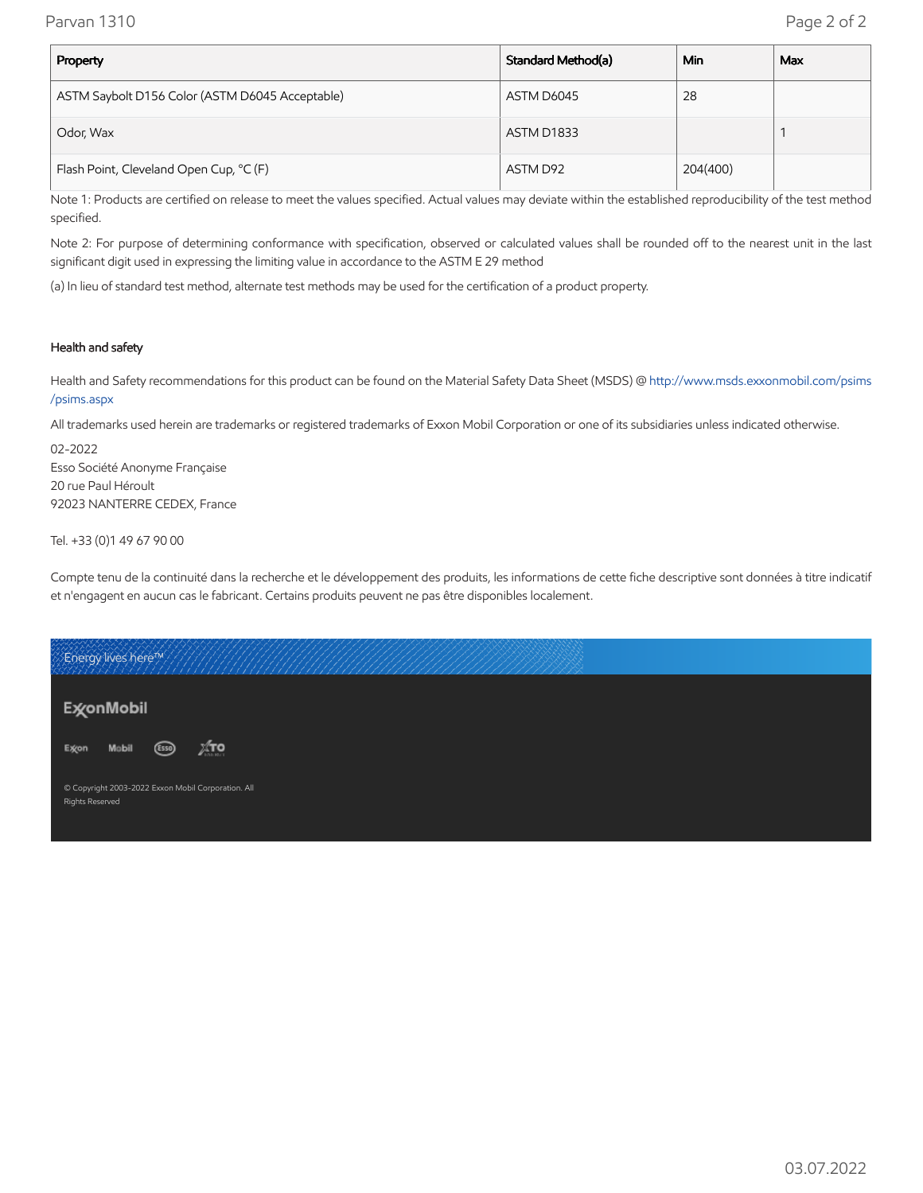| Property | Standard Method(a) | Min | Max |
| --- | --- | --- | --- |
| ASTM Saybolt D156 Color (ASTM D6045 Acceptable) | ASTM D6045 | 28 | |
| Odor, Wax | ASTM D1833 | | 1 |
| Flash Point, Cleveland Open Cup, °C (F) | ASTM D92 | 204(400) | |

Note 1: Products are certified on release to meet the values specified. Actual values may deviate within the established reproducibility of the test method specified.

Note 2: For purpose of determining conformance with specification, observed or calculated values shall be rounded off to the nearest unit in the last significant digit used in expressing the limiting value in accordance to the ASTM E 29 method

(a) In lieu of standard test method, alternate test methods may be used for the certification of a product property.

#### Health and safety

Health and Safety recommendations for this product can be found on the Material Safety Data Sheet (MSDS) @ http://www.msds.exxonmobil.com/psims/psims.aspx

All trademarks used herein are trademarks or registered trademarks of Exxon Mobil Corporation or one of its subsidiaries unless indicated otherwise.

02-2022
Esso Société Anonyme Française
20 rue Paul Héroult
92023 NANTERRE CEDEX, France

Tel. +33 (0)1 49 67 90 00

Compte tenu de la continuité dans la recherche et le développement des produits, les informations de cette fiche descriptive sont données à titre indicatif et n'engagent en aucun cas le fabricant. Certains produits peuvent ne pas être disponibles localement.

Energy lives here™

ExxonMobil

Exxon Mobil Esso XTO

© Copyright 2003-2022 Exxon Mobil Corporation. All Rights Reserved